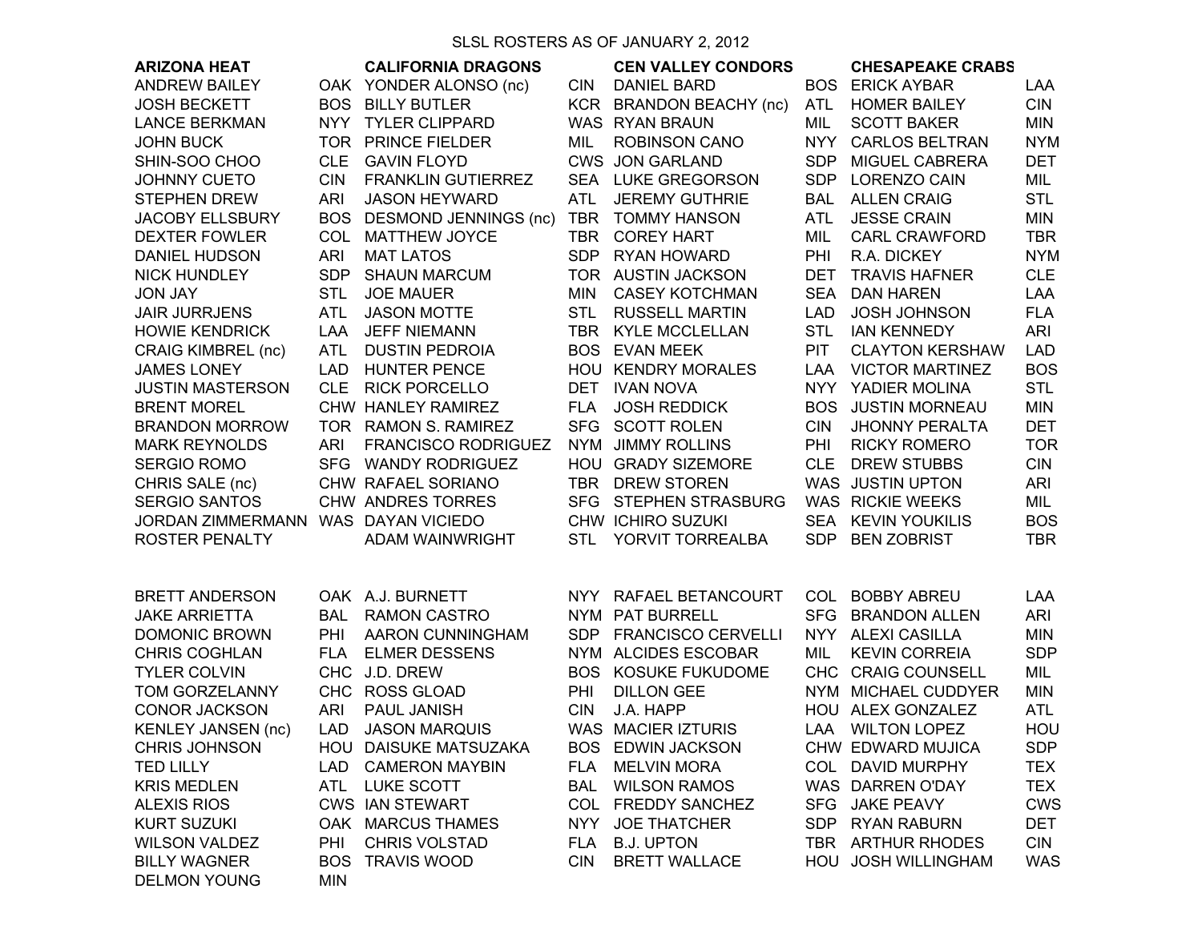# SLSL ROSTERS AS OF JANUARY 2, 2012

| ARIZONA HEAT | | CALIFORNIA DRAGONS | | CEN VALLEY CONDORS | | CHESAPEAKE CRABS | |
|---|---|---|---|---|---|---|---|
| ANDREW BAILEY | OAK | YONDER ALONSO (nc) | CIN | DANIEL BARD | BOS | ERICK AYBAR | LAA |
| JOSH BECKETT | BOS | BILLY BUTLER | KCR | BRANDON BEACHY (nc) | ATL | HOMER BAILEY | CIN |
| LANCE BERKMAN | NYY | TYLER CLIPPARD | WAS | RYAN BRAUN | MIL | SCOTT BAKER | MIN |
| JOHN BUCK | TOR | PRINCE FIELDER | MIL | ROBINSON CANO | NYY | CARLOS BELTRAN | NYM |
| SHIN-SOO CHOO | CLE | GAVIN FLOYD | CWS | JON GARLAND | SDP | MIGUEL CABRERA | DET |
| JOHNNY CUETO | CIN | FRANKLIN GUTIERREZ | SEA | LUKE GREGORSON | SDP | LORENZO CAIN | MIL |
| STEPHEN DREW | ARI | JASON HEYWARD | ATL | JEREMY GUTHRIE | BAL | ALLEN CRAIG | STL |
| JACOBY ELLSBURY | BOS | DESMOND JENNINGS (nc) | TBR | TOMMY HANSON | ATL | JESSE CRAIN | MIN |
| DEXTER FOWLER | COL | MATTHEW JOYCE | TBR | COREY HART | MIL | CARL CRAWFORD | TBR |
| DANIEL HUDSON | ARI | MAT LATOS | SDP | RYAN HOWARD | PHI | R.A. DICKEY | NYM |
| NICK HUNDLEY | SDP | SHAUN MARCUM | TOR | AUSTIN JACKSON | DET | TRAVIS HAFNER | CLE |
| JON JAY | STL | JOE MAUER | MIN | CASEY KOTCHMAN | SEA | DAN HAREN | LAA |
| JAIR JURRJENS | ATL | JASON MOTTE | STL | RUSSELL MARTIN | LAD | JOSH JOHNSON | FLA |
| HOWIE KENDRICK | LAA | JEFF NIEMANN | TBR | KYLE MCCLELLAN | STL | IAN KENNEDY | ARI |
| CRAIG KIMBREL (nc) | ATL | DUSTIN PEDROIA | BOS | EVAN MEEK | PIT | CLAYTON KERSHAW | LAD |
| JAMES LONEY | LAD | HUNTER PENCE | HOU | KENDRY MORALES | LAA | VICTOR MARTINEZ | BOS |
| JUSTIN MASTERSON | CLE | RICK PORCELLO | DET | IVAN NOVA | NYY | YADIER MOLINA | STL |
| BRENT MOREL | CHW | HANLEY RAMIREZ | FLA | JOSH REDDICK | BOS | JUSTIN MORNEAU | MIN |
| BRANDON MORROW | TOR | RAMON S. RAMIREZ | SFG | SCOTT ROLEN | CIN | JHONNY PERALTA | DET |
| MARK REYNOLDS | ARI | FRANCISCO RODRIGUEZ | NYM | JIMMY ROLLINS | PHI | RICKY ROMERO | TOR |
| SERGIO ROMO | SFG | WANDY RODRIGUEZ | HOU | GRADY SIZEMORE | CLE | DREW STUBBS | CIN |
| CHRIS SALE (nc) | CHW | RAFAEL SORIANO | TBR | DREW STOREN | WAS | JUSTIN UPTON | ARI |
| SERGIO SANTOS | CHW | ANDRES TORRES | SFG | STEPHEN STRASBURG | WAS | RICKIE WEEKS | MIL |
| JORDAN ZIMMERMANN | WAS | DAYAN VICIEDO | CHW | ICHIRO SUZUKI | SEA | KEVIN YOUKILIS | BOS |
| ROSTER PENALTY | | ADAM WAINWRIGHT | STL | YORVIT TORREALBA | SDP | BEN ZOBRIST | TBR |
| | | | | | | | |
| BRETT ANDERSON | OAK | A.J. BURNETT | NYY | RAFAEL BETANCOURT | COL | BOBBY ABREU | LAA |
| JAKE ARRIETTA | BAL | RAMON CASTRO | NYM | PAT BURRELL | SFG | BRANDON ALLEN | ARI |
| DOMONIC BROWN | PHI | AARON CUNNINGHAM | SDP | FRANCISCO CERVELLI | NYY | ALEXI CASILLA | MIN |
| CHRIS COGHLAN | FLA | ELMER DESSENS | NYM | ALCIDES ESCOBAR | MIL | KEVIN CORREIA | SDP |
| TYLER COLVIN | CHC | J.D. DREW | BOS | KOSUKE FUKUDOME | CHC | CRAIG COUNSELL | MIL |
| TOM GORZELANNY | CHC | ROSS GLOAD | PHI | DILLON GEE | NYM | MICHAEL CUDDYER | MIN |
| CONOR JACKSON | ARI | PAUL JANISH | CIN | J.A. HAPP | HOU | ALEX GONZALEZ | ATL |
| KENLEY JANSEN (nc) | LAD | JASON MARQUIS | WAS | MACIER IZTURIS | LAA | WILTON LOPEZ | HOU |
| CHRIS JOHNSON | HOU | DAISUKE MATSUZAKA | BOS | EDWIN JACKSON | CHW | EDWARD MUJICA | SDP |
| TED LILLY | LAD | CAMERON MAYBIN | FLA | MELVIN MORA | COL | DAVID MURPHY | TEX |
| KRIS MEDLEN | ATL | LUKE SCOTT | BAL | WILSON RAMOS | WAS | DARREN O'DAY | TEX |
| ALEXIS RIOS | CWS | IAN STEWART | COL | FREDDY SANCHEZ | SFG | JAKE PEAVY | CWS |
| KURT SUZUKI | OAK | MARCUS THAMES | NYY | JOE THATCHER | SDP | RYAN RABURN | DET |
| WILSON VALDEZ | PHI | CHRIS VOLSTAD | FLA | B.J. UPTON | TBR | ARTHUR RHODES | CIN |
| BILLY WAGNER | BOS | TRAVIS WOOD | CIN | BRETT WALLACE | HOU | JOSH WILLINGHAM | WAS |
| DELMON YOUNG | MIN | | | | | | |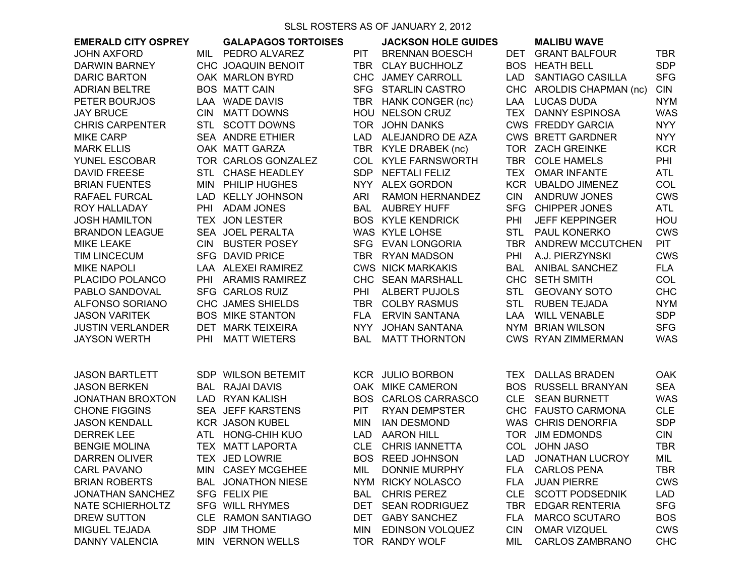# SLSL ROSTERS AS OF JANUARY 2, 2012

| EMERALD CITY OSPREY | | GALAPAGOS TORTOISES | | JACKSON HOLE GUIDES | | MALIBU WAVE | |
|---|---|---|---|---|---|---|---|
| JOHN AXFORD | MIL | PEDRO ALVAREZ | PIT | BRENNAN BOESCH | DET | GRANT BALFOUR | TBR |
| DARWIN BARNEY | CHC | JOAQUIN BENOIT | TBR | CLAY BUCHHOLZ | BOS | HEATH BELL | SDP |
| DARIC BARTON | OAK | MARLON BYRD | CHC | JAMEY CARROLL | LAD | SANTIAGO CASILLA | SFG |
| ADRIAN BELTRE | BOS | MATT CAIN | SFG | STARLIN CASTRO | CHC | AROLDIS CHAPMAN (nc) | CIN |
| PETER BOURJOS | LAA | WADE DAVIS | TBR | HANK CONGER (nc) | LAA | LUCAS DUDA | NYM |
| JAY BRUCE | CIN | MATT DOWNS | HOU | NELSON CRUZ | TEX | DANNY ESPINOSA | WAS |
| CHRIS CARPENTER | STL | SCOTT DOWNS | TOR | JOHN DANKS | CWS | FREDDY GARCIA | NYY |
| MIKE CARP | SEA | ANDRE ETHIER | LAD | ALEJANDRO DE AZA | CWS | BRETT GARDNER | NYY |
| MARK ELLIS | OAK | MATT GARZA | TBR | KYLE DRABEK (nc) | TOR | ZACH GREINKE | KCR |
| YUNEL ESCOBAR | TOR | CARLOS GONZALEZ | COL | KYLE FARNSWORTH | TBR | COLE HAMELS | PHI |
| DAVID FREESE | STL | CHASE HEADLEY | SDP | NEFTALI FELIZ | TEX | OMAR INFANTE | ATL |
| BRIAN FUENTES | MIN | PHILIP HUGHES | NYY | ALEX GORDON | KCR | UBALDO JIMENEZ | COL |
| RAFAEL FURCAL | LAD | KELLY JOHNSON | ARI | RAMON HERNANDEZ | CIN | ANDRUW JONES | CWS |
| ROY HALLADAY | PHI | ADAM JONES | BAL | AUBREY HUFF | SFG | CHIPPER JONES | ATL |
| JOSH HAMILTON | TEX | JON LESTER | BOS | KYLE KENDRICK | PHI | JEFF KEPPINGER | HOU |
| BRANDON LEAGUE | SEA | JOEL PERALTA | WAS | KYLE LOHSE | STL | PAUL KONERKO | CWS |
| MIKE LEAKE | CIN | BUSTER POSEY | SFG | EVAN LONGORIA | TBR | ANDREW MCCUTCHEN | PIT |
| TIM LINCECUM | SFG | DAVID PRICE | TBR | RYAN MADSON | PHI | A.J. PIERZYNSKI | CWS |
| MIKE NAPOLI | LAA | ALEXEI RAMIREZ | CWS | NICK MARKAKIS | BAL | ANIBAL SANCHEZ | FLA |
| PLACIDO POLANCO | PHI | ARAMIS RAMIREZ | CHC | SEAN MARSHALL | CHC | SETH SMITH | COL |
| PABLO SANDOVAL | SFG | CARLOS RUIZ | PHI | ALBERT PUJOLS | STL | GEOVANY SOTO | CHC |
| ALFONSO SORIANO | CHC | JAMES SHIELDS | TBR | COLBY RASMUS | STL | RUBEN TEJADA | NYM |
| JASON VARITEK | BOS | MIKE STANTON | FLA | ERVIN SANTANA | LAA | WILL VENABLE | SDP |
| JUSTIN VERLANDER | DET | MARK TEIXEIRA | NYY | JOHAN SANTANA | NYM | BRIAN WILSON | SFG |
| JAYSON WERTH | PHI | MATT WIETERS | BAL | MATT THORNTON | CWS | RYAN ZIMMERMAN | WAS |
| | | | | | | | |
| JASON BARTLETT | SDP | WILSON BETEMIT | KCR | JULIO BORBON | TEX | DALLAS BRADEN | OAK |
| JASON BERKEN | BAL | RAJAI DAVIS | OAK | MIKE CAMERON | BOS | RUSSELL BRANYAN | SEA |
| JONATHAN BROXTON | LAD | RYAN KALISH | BOS | CARLOS CARRASCO | CLE | SEAN BURNETT | WAS |
| CHONE FIGGINS | SEA | JEFF KARSTENS | PIT | RYAN DEMPSTER | CHC | FAUSTO CARMONA | CLE |
| JASON KENDALL | KCR | JASON KUBEL | MIN | IAN DESMOND | WAS | CHRIS DENORFIA | SDP |
| DERREK LEE | ATL | HONG-CHIH KUO | LAD | AARON HILL | TOR | JIM EDMONDS | CIN |
| BENGIE MOLINA | TEX | MATT LAPORTA | CLE | CHRIS IANNETTA | COL | JOHN JASO | TBR |
| DARREN OLIVER | TEX | JED LOWRIE | BOS | REED JOHNSON | LAD | JONATHAN LUCROY | MIL |
| CARL PAVANO | MIN | CASEY MCGEHEE | MIL | DONNIE MURPHY | FLA | CARLOS PENA | TBR |
| BRIAN ROBERTS | BAL | JONATHON NIESE | NYM | RICKY NOLASCO | FLA | JUAN PIERRE | CWS |
| JONATHAN SANCHEZ | SFG | FELIX PIE | BAL | CHRIS PEREZ | CLE | SCOTT PODSEDNIK | LAD |
| NATE SCHIERHOLTZ | SFG | WILL RHYMES | DET | SEAN RODRIGUEZ | TBR | EDGAR RENTERIA | SFG |
| DREW SUTTON | CLE | RAMON SANTIAGO | DET | GABY SANCHEZ | FLA | MARCO SCUTARO | BOS |
| MIGUEL TEJADA | SDP | JIM THOME | MIN | EDINSON VOLQUEZ | CIN | OMAR VIZQUEL | CWS |
| DANNY VALENCIA | MIN | VERNON WELLS | TOR | RANDY WOLF | MIL | CARLOS ZAMBRANO | CHC |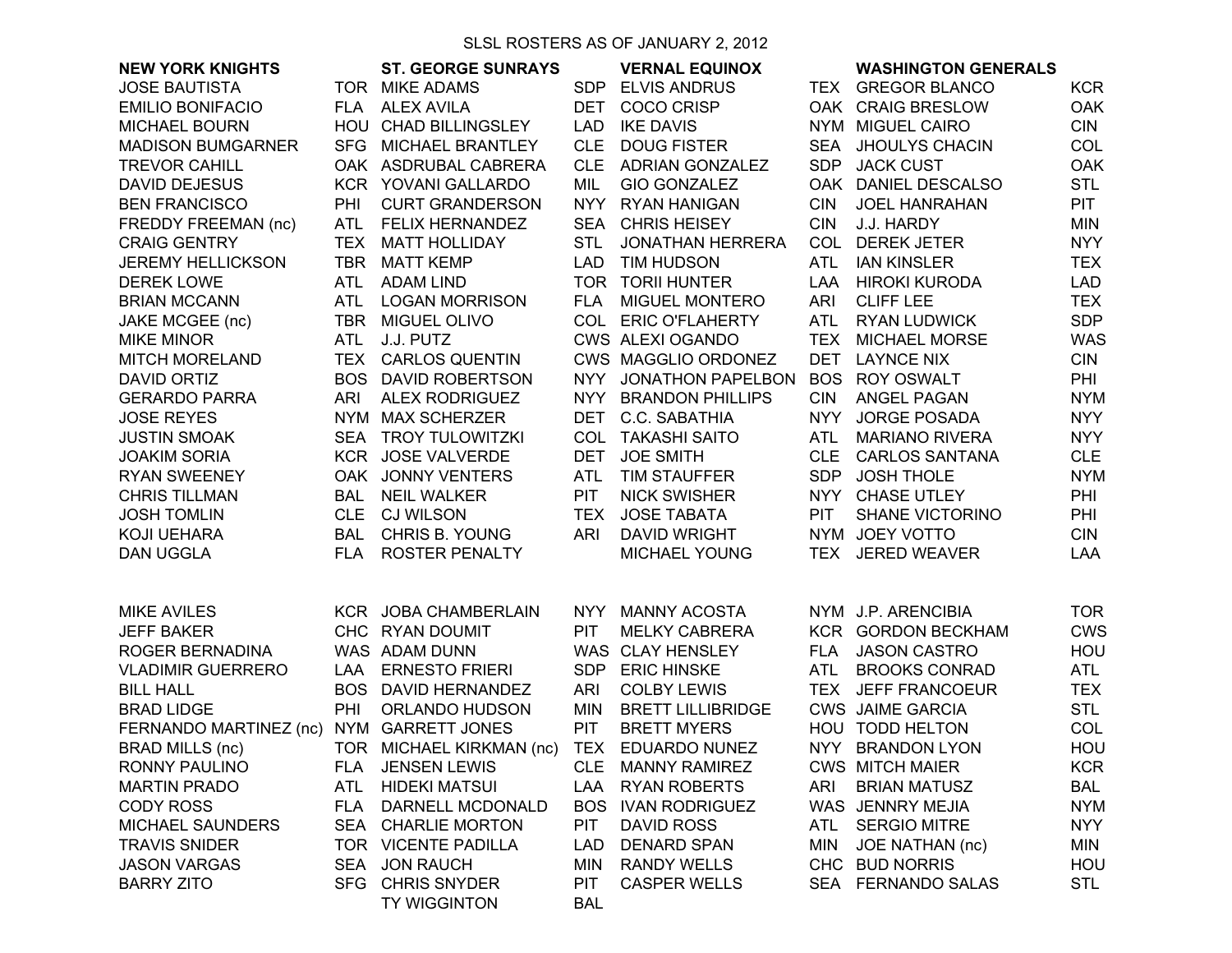# SLSL ROSTERS AS OF JANUARY 2, 2012

| NEW YORK KNIGHTS | | ST. GEORGE SUNRAYS | | VERNAL EQUINOX | | WASHINGTON GENERALS | |
|---|---|---|---|---|---|---|---|
| JOSE BAUTISTA | TOR | MIKE ADAMS | SDP | ELVIS ANDRUS | TEX | GREGOR BLANCO | KCR |
| EMILIO BONIFACIO | FLA | ALEX AVILA | DET | COCO CRISP | OAK | CRAIG BRESLOW | OAK |
| MICHAEL BOURN | HOU | CHAD BILLINGSLEY | LAD | IKE DAVIS | NYM | MIGUEL CAIRO | CIN |
| MADISON BUMGARNER | SFG | MICHAEL BRANTLEY | CLE | DOUG FISTER | SEA | JHOULYS CHACIN | COL |
| TREVOR CAHILL | OAK | ASDRUBAL CABRERA | CLE | ADRIAN GONZALEZ | SDP | JACK CUST | OAK |
| DAVID DEJESUS | KCR | YOVANI GALLARDO | MIL | GIO GONZALEZ | OAK | DANIEL DESCALSO | STL |
| BEN FRANCISCO | PHI | CURT GRANDERSON | NYY | RYAN HANIGAN | CIN | JOEL HANRAHAN | PIT |
| FREDDY FREEMAN (nc) | ATL | FELIX HERNANDEZ | SEA | CHRIS HEISEY | CIN | J.J. HARDY | MIN |
| CRAIG GENTRY | TEX | MATT HOLLIDAY | STL | JONATHAN HERRERA | COL | DEREK JETER | NYY |
| JEREMY HELLICKSON | TBR | MATT KEMP | LAD | TIM HUDSON | ATL | IAN KINSLER | TEX |
| DEREK LOWE | ATL | ADAM LIND | TOR | TORII HUNTER | LAA | HIROKI KURODA | LAD |
| BRIAN MCCANN | ATL | LOGAN MORRISON | FLA | MIGUEL MONTERO | ARI | CLIFF LEE | TEX |
| JAKE MCGEE (nc) | TBR | MIGUEL OLIVO | COL | ERIC O'FLAHERTY | ATL | RYAN LUDWICK | SDP |
| MIKE MINOR | ATL | J.J. PUTZ | CWS | ALEXI OGANDO | TEX | MICHAEL MORSE | WAS |
| MITCH MORELAND | TEX | CARLOS QUENTIN | CWS | MAGGLIO ORDONEZ | DET | LAYNCE NIX | CIN |
| DAVID ORTIZ | BOS | DAVID ROBERTSON | NYY | JONATHON PAPELBON | BOS | ROY OSWALT | PHI |
| GERARDO PARRA | ARI | ALEX RODRIGUEZ | NYY | BRANDON PHILLIPS | CIN | ANGEL PAGAN | NYM |
| JOSE REYES | NYM | MAX SCHERZER | DET | C.C. SABATHIA | NYY | JORGE POSADA | NYY |
| JUSTIN SMOAK | SEA | TROY TULOWITZKI | COL | TAKASHI SAITO | ATL | MARIANO RIVERA | NYY |
| JOAKIM SORIA | KCR | JOSE VALVERDE | DET | JOE SMITH | CLE | CARLOS SANTANA | CLE |
| RYAN SWEENEY | OAK | JONNY VENTERS | ATL | TIM STAUFFER | SDP | JOSH THOLE | NYM |
| CHRIS TILLMAN | BAL | NEIL WALKER | PIT | NICK SWISHER | NYY | CHASE UTLEY | PHI |
| JOSH TOMLIN | CLE | CJ WILSON | TEX | JOSE TABATA | PIT | SHANE VICTORINO | PHI |
| KOJI UEHARA | BAL | CHRIS B. YOUNG | ARI | DAVID WRIGHT | NYM | JOEY VOTTO | CIN |
| DAN UGGLA | FLA | ROSTER PENALTY | | MICHAEL YOUNG | TEX | JERED WEAVER | LAA |
| | | | | | | | |
| MIKE AVILES | KCR | JOBA CHAMBERLAIN | NYY | MANNY ACOSTA | NYM | J.P. ARENCIBIA | TOR |
| JEFF BAKER | CHC | RYAN DOUMIT | PIT | MELKY CABRERA | KCR | GORDON BECKHAM | CWS |
| ROGER BERNADINA | WAS | ADAM DUNN | WAS | CLAY HENSLEY | FLA | JASON CASTRO | HOU |
| VLADIMIR GUERRERO | LAA | ERNESTO FRIERI | SDP | ERIC HINSKE | ATL | BROOKS CONRAD | ATL |
| BILL HALL | BOS | DAVID HERNANDEZ | ARI | COLBY LEWIS | TEX | JEFF FRANCOEUR | TEX |
| BRAD LIDGE | PHI | ORLANDO HUDSON | MIN | BRETT LILLIBRIDGE | CWS | JAIME GARCIA | STL |
| FERNANDO MARTINEZ (nc) | NYM | GARRETT JONES | PIT | BRETT MYERS | HOU | TODD HELTON | COL |
| BRAD MILLS (nc) | TOR | MICHAEL KIRKMAN (nc) | TEX | EDUARDO NUNEZ | NYY | BRANDON LYON | HOU |
| RONNY PAULINO | FLA | JENSEN LEWIS | CLE | MANNY RAMIREZ | CWS | MITCH MAIER | KCR |
| MARTIN PRADO | ATL | HIDEKI MATSUI | LAA | RYAN ROBERTS | ARI | BRIAN MATUSZ | BAL |
| CODY ROSS | FLA | DARNELL MCDONALD | BOS | IVAN RODRIGUEZ | WAS | JENNRY MEJIA | NYM |
| MICHAEL SAUNDERS | SEA | CHARLIE MORTON | PIT | DAVID ROSS | ATL | SERGIO MITRE | NYY |
| TRAVIS SNIDER | TOR | VICENTE PADILLA | LAD | DENARD SPAN | MIN | JOE NATHAN (nc) | MIN |
| JASON VARGAS | SEA | JON RAUCH | MIN | RANDY WELLS | CHC | BUD NORRIS | HOU |
| BARRY ZITO | SFG | CHRIS SNYDER | PIT | CASPER WELLS | SEA | FERNANDO SALAS | STL |
| | | TY WIGGINTON | BAL | | | | |